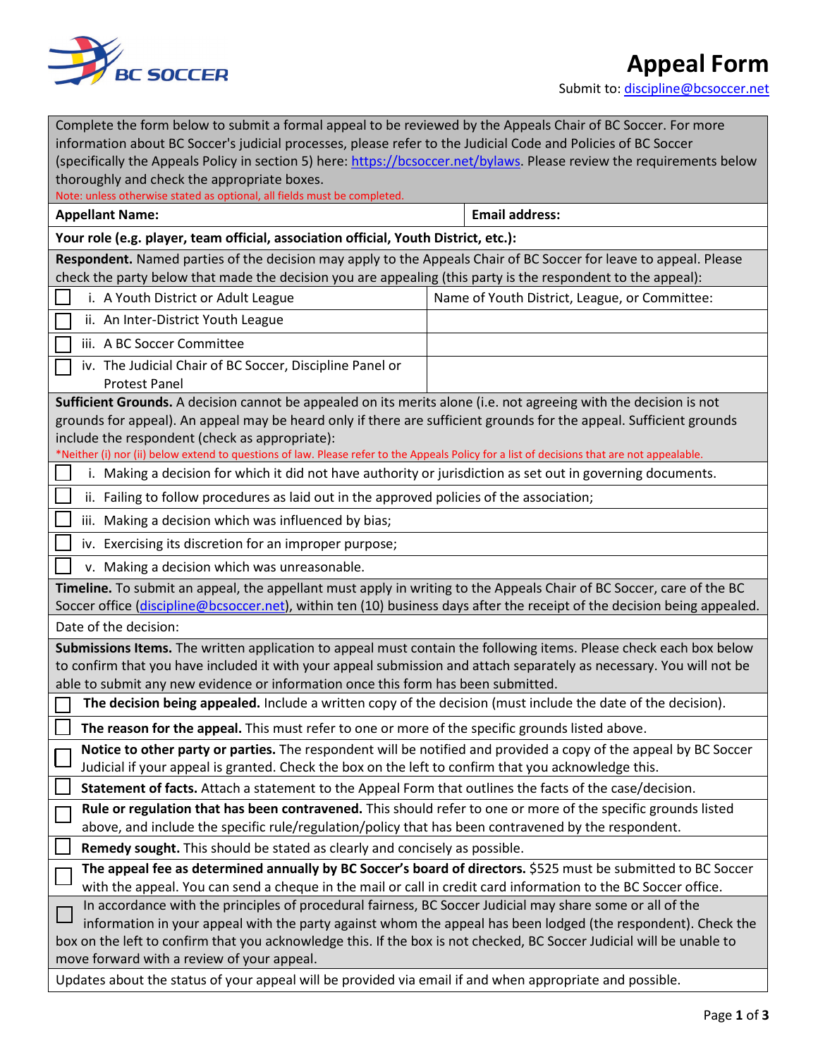# Appeal Form

Submit to: discipline@bcsoccer.net

Complete the form below to submit a formal appeal to be reviewed by the Appeals Chair of BC Soccer. For more information about BC Soccer's judicial processes, please refer to the Judicial Code and Policies of BC Soccer (specifically the Appeals Policy in section 5) here: https://bcsoccer.net/bylaws. Please review the requirements below thoroughly and check the appropriate boxes.

Note: unless otherwise stated as optional, all fields must be completed.

| **Appellant Name:** | **Email address:** |
|---|---|

**Your role (e.g. player, team official, association official, Youth District, etc.):**

**Respondent.** Named parties of the decision may apply to the Appeals Chair of BC Soccer for leave to appeal. Please check the party below that made the decision you are appealing (this party is the respondent to the appeal):

| | Name of Youth District, League, or Committee: |
|---|---|
| ☐ i. A Youth District or Adult League | |
| ☐ ii. An Inter-District Youth League | |
| ☐ iii. A BC Soccer Committee | |
| ☐ iv. The Judicial Chair of BC Soccer, Discipline Panel or Protest Panel | |

**Sufficient Grounds.** A decision cannot be appealed on its merits alone (i.e. not agreeing with the decision is not grounds for appeal). An appeal may be heard only if there are sufficient grounds for the appeal. Sufficient grounds include the respondent (check as appropriate):

*Neither (i) nor (ii) below extend to questions of law. Please refer to the Appeals Policy for a list of decisions that are not appealable.

- ☐ i. Making a decision for which it did not have authority or jurisdiction as set out in governing documents.
- ☐ ii. Failing to follow procedures as laid out in the approved policies of the association;
- ☐ iii. Making a decision which was influenced by bias;
- ☐ iv. Exercising its discretion for an improper purpose;
- ☐ v. Making a decision which was unreasonable.

**Timeline.** To submit an appeal, the appellant must apply in writing to the Appeals Chair of BC Soccer, care of the BC Soccer office (discipline@bcsoccer.net), within ten (10) business days after the receipt of the decision being appealed.

Date of the decision:

**Submissions Items.** The written application to appeal must contain the following items. Please check each box below to confirm that you have included it with your appeal submission and attach separately as necessary. You will not be able to submit any new evidence or information once this form has been submitted.

- ☐ **The decision being appealed.** Include a written copy of the decision (must include the date of the decision).
- ☐ **The reason for the appeal.** This must refer to one or more of the specific grounds listed above.
- ☐ **Notice to other party or parties.** The respondent will be notified and provided a copy of the appeal by BC Soccer Judicial if your appeal is granted. Check the box on the left to confirm that you acknowledge this.
- ☐ **Statement of facts.** Attach a statement to the Appeal Form that outlines the facts of the case/decision.
- ☐ **Rule or regulation that has been contravened.** This should refer to one or more of the specific grounds listed above, and include the specific rule/regulation/policy that has been contravened by the respondent.
- ☐ **Remedy sought.** This should be stated as clearly and concisely as possible.
- ☐ **The appeal fee as determined annually by BC Soccer's board of directors.** $525 must be submitted to BC Soccer with the appeal. You can send a cheque in the mail or call in credit card information to the BC Soccer office.

☐ In accordance with the principles of procedural fairness, BC Soccer Judicial may share some or all of the information in your appeal with the party against whom the appeal has been lodged (the respondent). Check the box on the left to confirm that you acknowledge this. If the box is not checked, BC Soccer Judicial will be unable to move forward with a review of your appeal.

Updates about the status of your appeal will be provided via email if and when appropriate and possible.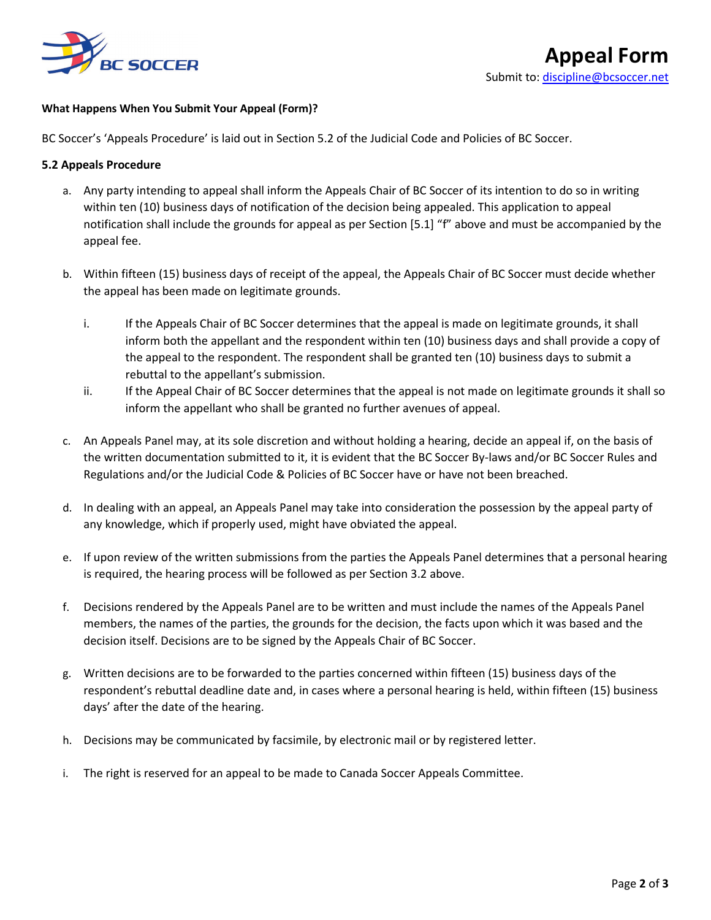# Appeal Form

Submit to: discipline@bcsoccer.net

**What Happens When You Submit Your Appeal (Form)?**

BC Soccer's 'Appeals Procedure' is laid out in Section 5.2 of the Judicial Code and Policies of BC Soccer.

**5.2 Appeals Procedure**

a. Any party intending to appeal shall inform the Appeals Chair of BC Soccer of its intention to do so in writing within ten (10) business days of notification of the decision being appealed. This application to appeal notification shall include the grounds for appeal as per Section [5.1] "f" above and must be accompanied by the appeal fee.

b. Within fifteen (15) business days of receipt of the appeal, the Appeals Chair of BC Soccer must decide whether the appeal has been made on legitimate grounds.

   i. If the Appeals Chair of BC Soccer determines that the appeal is made on legitimate grounds, it shall inform both the appellant and the respondent within ten (10) business days and shall provide a copy of the appeal to the respondent. The respondent shall be granted ten (10) business days to submit a rebuttal to the appellant's submission.

   ii. If the Appeal Chair of BC Soccer determines that the appeal is not made on legitimate grounds it shall so inform the appellant who shall be granted no further avenues of appeal.

c. An Appeals Panel may, at its sole discretion and without holding a hearing, decide an appeal if, on the basis of the written documentation submitted to it, it is evident that the BC Soccer By-laws and/or BC Soccer Rules and Regulations and/or the Judicial Code & Policies of BC Soccer have or have not been breached.

d. In dealing with an appeal, an Appeals Panel may take into consideration the possession by the appeal party of any knowledge, which if properly used, might have obviated the appeal.

e. If upon review of the written submissions from the parties the Appeals Panel determines that a personal hearing is required, the hearing process will be followed as per Section 3.2 above.

f. Decisions rendered by the Appeals Panel are to be written and must include the names of the Appeals Panel members, the names of the parties, the grounds for the decision, the facts upon which it was based and the decision itself. Decisions are to be signed by the Appeals Chair of BC Soccer.

g. Written decisions are to be forwarded to the parties concerned within fifteen (15) business days of the respondent's rebuttal deadline date and, in cases where a personal hearing is held, within fifteen (15) business days' after the date of the hearing.

h. Decisions may be communicated by facsimile, by electronic mail or by registered letter.

i. The right is reserved for an appeal to be made to Canada Soccer Appeals Committee.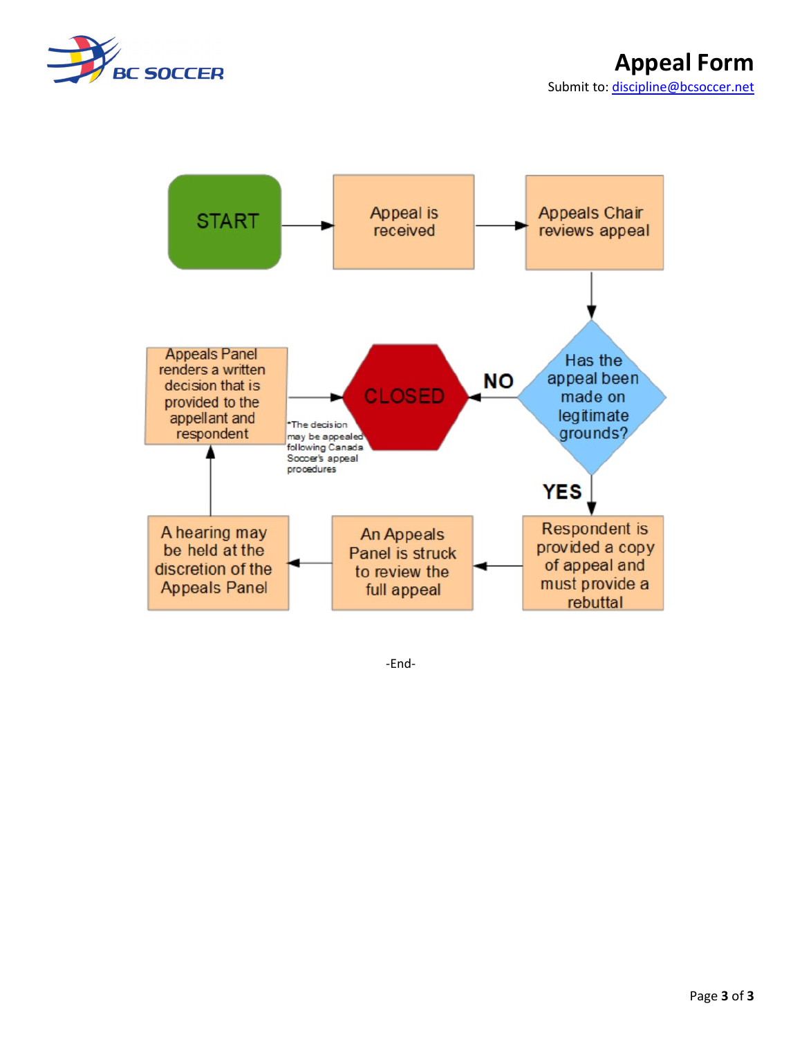# Appeal Form

Submit to: discipline@bcsoccer.net

START

Appeal is received

Appeals Chair reviews appeal

Has the appeal been made on legitimate grounds?

NO

CLOSED

YES

Respondent is provided a copy of appeal and must provide a rebuttal

An Appeals Panel is struck to review the full appeal

A hearing may be held at the discretion of the Appeals Panel

Appeals Panel renders a written decision that is provided to the appellant and respondent

*The decision may be appealed following Canada Soccer's appeal procedures

-End-